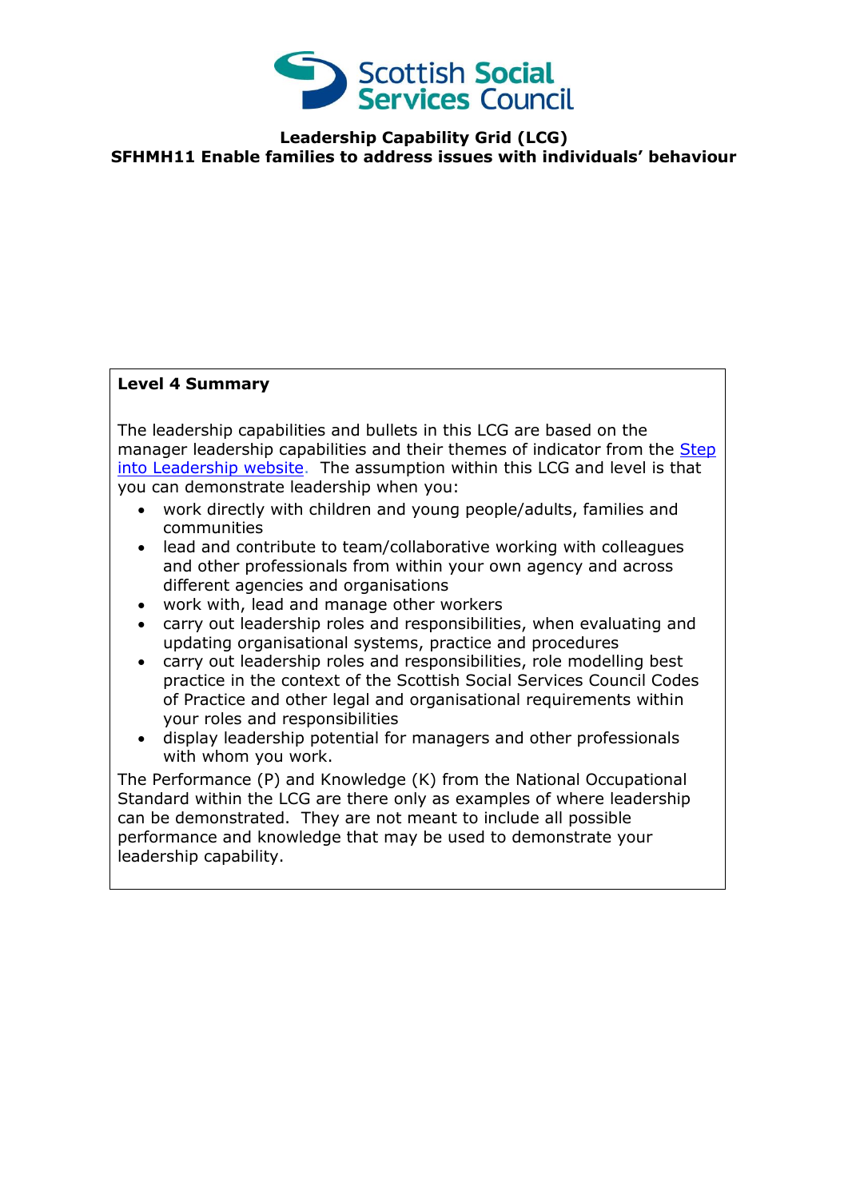# Leadership Capability Grid (LCG)

## SFHMH11 Enable families to address issues with individuals' behaviour

**Level 4 Summary**

The leadership capabilities and bullets in this LCG are based on the manager leadership capabilities and their themes of indicator from the [Step into Leadership website](). The assumption within this LCG and level is that you can demonstrate leadership when you:

- work directly with children and young people/adults, families and communities
- lead and contribute to team/collaborative working with colleagues and other professionals from within your own agency and across different agencies and organisations
- work with, lead and manage other workers
- carry out leadership roles and responsibilities, when evaluating and updating organisational systems, practice and procedures
- carry out leadership roles and responsibilities, role modelling best practice in the context of the Scottish Social Services Council Codes of Practice and other legal and organisational requirements within your roles and responsibilities
- display leadership potential for managers and other professionals with whom you work.

The Performance (P) and Knowledge (K) from the National Occupational Standard within the LCG are there only as examples of where leadership can be demonstrated. They are not meant to include all possible performance and knowledge that may be used to demonstrate your leadership capability.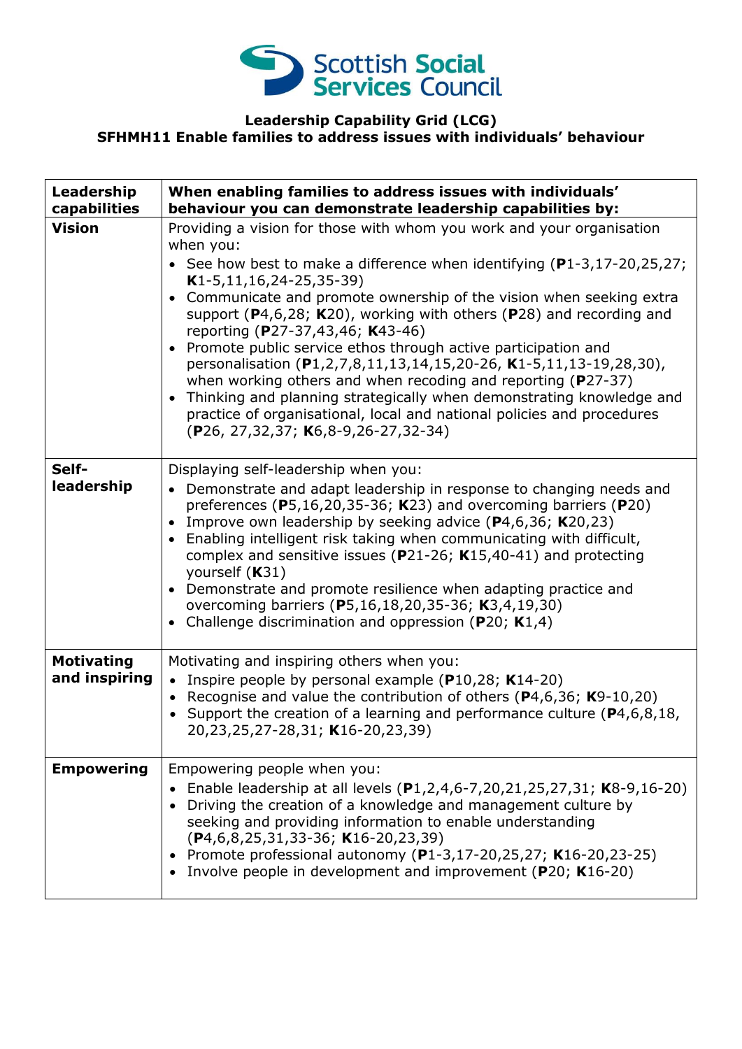Scottish Social Services Council

# Leadership Capability Grid (LCG)
## SFHMH11 Enable families to address issues with individuals' behaviour

| Leadership capabilities | When enabling families to address issues with individuals' behaviour you can demonstrate leadership capabilities by: |
|---|---|
| **Vision** | Providing a vision for those with whom you work and your organisation when you: <br>• See how best to make a difference when identifying (**P**1-3,17-20,25,27; **K**1-5,11,16,24-25,35-39) <br>• Communicate and promote ownership of the vision when seeking extra support (**P**4,6,28; **K**20), working with others (**P**28) and recording and reporting (**P**27-37,43,46; **K**43-46) <br>• Promote public service ethos through active participation and personalisation (**P**1,2,7,8,11,13,14,15,20-26, **K**1-5,11,13-19,28,30), when working others and when recoding and reporting (**P**27-37) <br>• Thinking and planning strategically when demonstrating knowledge and practice of organisational, local and national policies and procedures (**P**26, 27,32,37; **K**6,8-9,26-27,32-34) |
| **Self-leadership** | Displaying self-leadership when you: <br>• Demonstrate and adapt leadership in response to changing needs and preferences (**P**5,16,20,35-36; **K**23) and overcoming barriers (**P**20) <br>• Improve own leadership by seeking advice (**P**4,6,36; **K**20,23) <br>• Enabling intelligent risk taking when communicating with difficult, complex and sensitive issues (**P**21-26; **K**15,40-41) and protecting yourself (**K**31) <br>• Demonstrate and promote resilience when adapting practice and overcoming barriers (**P**5,16,18,20,35-36; **K**3,4,19,30) <br>• Challenge discrimination and oppression (**P**20; **K**1,4) |
| **Motivating and inspiring** | Motivating and inspiring others when you: <br>• Inspire people by personal example (**P**10,28; **K**14-20) <br>• Recognise and value the contribution of others (**P**4,6,36; **K**9-10,20) <br>• Support the creation of a learning and performance culture (**P**4,6,8,18, 20,23,25,27-28,31; **K**16-20,23,39) |
| **Empowering** | Empowering people when you: <br>• Enable leadership at all levels (**P**1,2,4,6-7,20,21,25,27,31; **K**8-9,16-20) <br>• Driving the creation of a knowledge and management culture by seeking and providing information to enable understanding (**P**4,6,8,25,31,33-36; **K**16-20,23,39) <br>• Promote professional autonomy (**P**1-3,17-20,25,27; **K**16-20,23-25) <br>• Involve people in development and improvement (**P**20; **K**16-20) |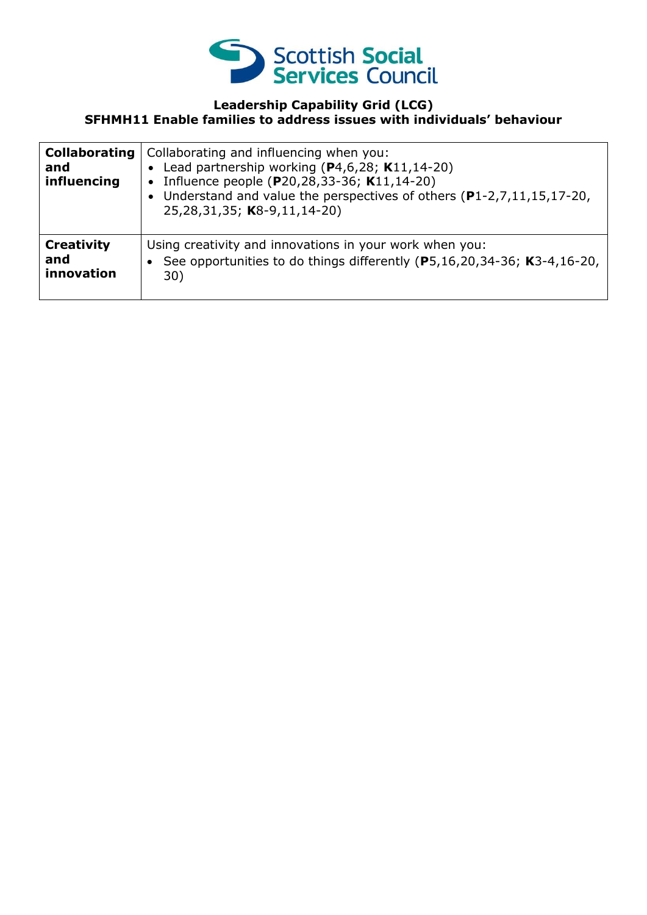**Leadership Capability Grid (LCG)**
**SFHMH11 Enable families to address issues with individuals' behaviour**

| | |
|---|---|
| **Collaborating and influencing** | Collaborating and influencing when you:<br>• Lead partnership working (**P**4,6,28; **K**11,14-20)<br>• Influence people (**P**20,28,33-36; **K**11,14-20)<br>• Understand and value the perspectives of others (**P**1-2,7,11,15,17-20, 25,28,31,35; **K**8-9,11,14-20) |
| **Creativity and innovation** | Using creativity and innovations in your work when you:<br>• See opportunities to do things differently (**P**5,16,20,34-36; **K**3-4,16-20, 30) |